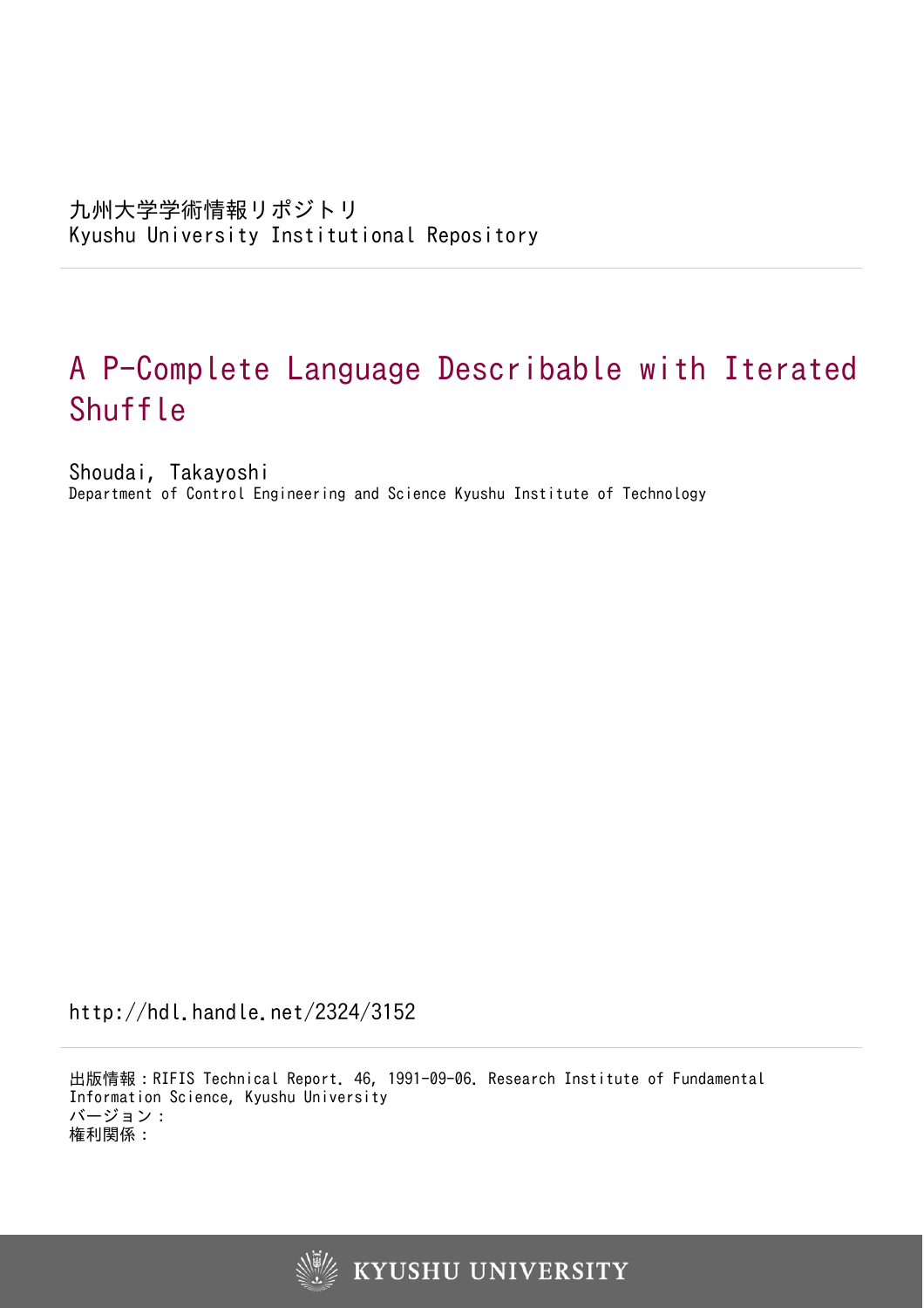九州大学学術情報リポジトリ
Kyushu University Institutional Repository

# A P-Complete Language Describable with Iterated Shuffle

Shoudai, Takayoshi
Department of Control Engineering and Science Kyushu Institute of Technology

http://hdl.handle.net/2324/3152

出版情報：RIFIS Technical Report. 46, 1991-09-06. Research Institute of Fundamental Information Science, Kyushu University
バージョン：
権利関係：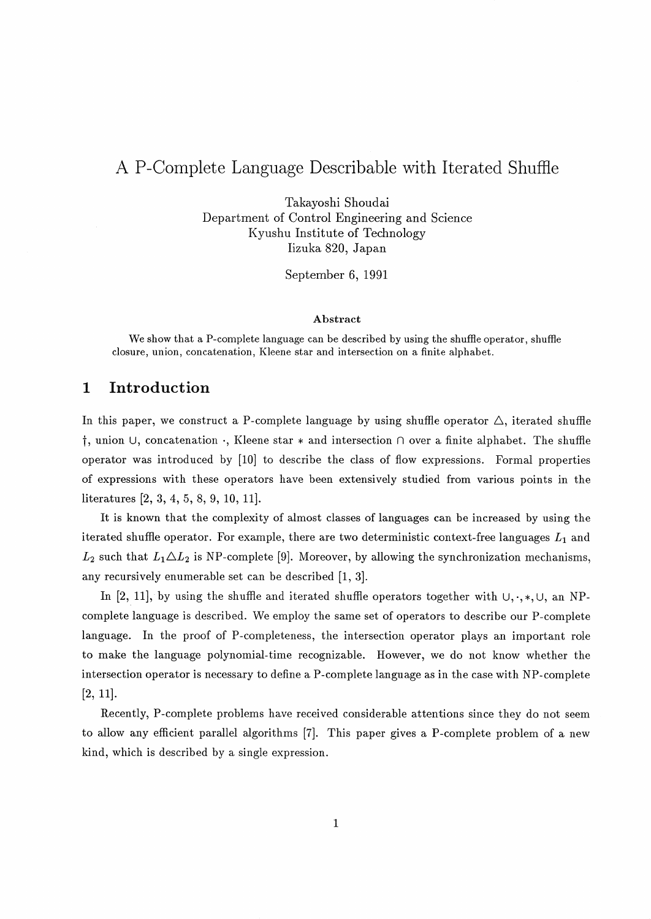# A P-Complete Language Describable with Iterated Shuffle

Takayoshi Shoudai  
Department of Control Engineering and Science  
Kyushu Institute of Technology  
Iizuka 820, Japan

September 6, 1991

### Abstract

We show that a P-complete language can be described by using the shuffle operator, shuffle closure, union, concatenation, Kleene star and intersection on a finite alphabet.

## 1 Introduction

In this paper, we construct a P-complete language by using shuffle operator $\triangle$, iterated shuffle $\dagger$, union $\cup$, concatenation $\cdot$, Kleene star $*$ and intersection $\cap$ over a finite alphabet. The shuffle operator was introduced by [10] to describe the class of flow expressions. Formal properties of expressions with these operators have been extensively studied from various points in the literatures [2, 3, 4, 5, 8, 9, 10, 11].

It is known that the complexity of almost classes of languages can be increased by using the iterated shuffle operator. For example, there are two deterministic context-free languages $L_1$ and $L_2$ such that $L_1 \triangle L_2$ is NP-complete [9]. Moreover, by allowing the synchronization mechanisms, any recursively enumerable set can be described [1, 3].

In [2, 11], by using the shuffle and iterated shuffle operators together with $\cup, \cdot, *, \cup$, an NP-complete language is described. We employ the same set of operators to describe our P-complete language. In the proof of P-completeness, the intersection operator plays an important role to make the language polynomial-time recognizable. However, we do not know whether the intersection operator is necessary to define a P-complete language as in the case with NP-complete [2, 11].

Recently, P-complete problems have received considerable attentions since they do not seem to allow any efficient parallel algorithms [7]. This paper gives a P-complete problem of a new kind, which is described by a single expression.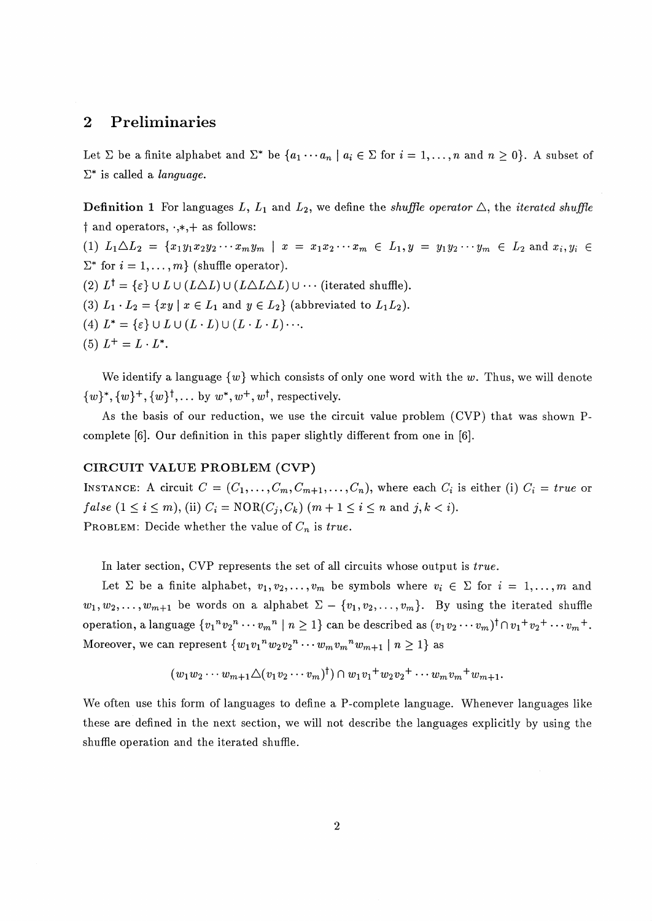## 2 Preliminaries

Let $\Sigma$ be a finite alphabet and $\Sigma^*$ be $\{a_1 \cdots a_n \mid a_i \in \Sigma$ for $i = 1, \ldots, n$ and $n \geq 0\}$. A subset of $\Sigma^*$ is called a *language*.

**Definition 1** For languages $L$, $L_1$ and $L_2$, we define the *shuffle operator* $\triangle$, the *iterated shuffle* $\dagger$ and operators, $\cdot, *, +$ as follows:

(1) $L_1 \triangle L_2 = \{x_1 y_1 x_2 y_2 \cdots x_m y_m \mid x = x_1 x_2 \cdots x_m \in L_1, y = y_1 y_2 \cdots y_m \in L_2$ and $x_i, y_i \in \Sigma^*$ for $i = 1, \ldots, m\}$ (shuffle operator).

(2) $L^\dagger = \{\varepsilon\} \cup L \cup (L \triangle L) \cup (L \triangle L \triangle L) \cup \cdots$ (iterated shuffle).

(3) $L_1 \cdot L_2 = \{xy \mid x \in L_1$ and $y \in L_2\}$ (abbreviated to $L_1 L_2$).

(4) $L^* = \{\varepsilon\} \cup L \cup (L \cdot L) \cup (L \cdot L \cdot L) \cdots$.

(5) $L^+ = L \cdot L^*$.

We identify a language $\{w\}$ which consists of only one word with the $w$. Thus, we will denote $\{w\}^*, \{w\}^+, \{w\}^\dagger, \ldots$ by $w^*, w^+, w^\dagger$, respectively.

As the basis of our reduction, we use the circuit value problem (CVP) that was shown P-complete [6]. Our definition in this paper slightly different from one in [6].

**CIRCUIT VALUE PROBLEM (CVP)**

INSTANCE: A circuit $C = (C_1, \ldots, C_m, C_{m+1}, \ldots, C_n)$, where each $C_i$ is either (i) $C_i = true$ or $false$ $(1 \leq i \leq m)$, (ii) $C_i = \text{NOR}(C_j, C_k)$ $(m + 1 \leq i \leq n$ and $j, k < i)$.

PROBLEM: Decide whether the value of $C_n$ is *true*.

In later section, CVP represents the set of all circuits whose output is *true*.

Let $\Sigma$ be a finite alphabet, $v_1, v_2, \ldots, v_m$ be symbols where $v_i \in \Sigma$ for $i = 1, \ldots, m$ and $w_1, w_2, \ldots, w_{m+1}$ be words on a alphabet $\Sigma - \{v_1, v_2, \ldots, v_m\}$. By using the iterated shuffle operation, a language $\{{v_1}^n {v_2}^n \cdots {v_m}^n \mid n \geq 1\}$ can be described as $(v_1 v_2 \cdots v_m)^\dagger \cap {v_1}^+ {v_2}^+ \cdots {v_m}^+$. Moreover, we can represent $\{w_1 {v_1}^n w_2 {v_2}^n \cdots w_m {v_m}^n w_{m+1} \mid n \geq 1\}$ as

$$(w_1 w_2 \cdots w_{m+1} \triangle (v_1 v_2 \cdots v_m)^\dagger) \cap w_1 {v_1}^+ w_2 {v_2}^+ \cdots w_m {v_m}^+ w_{m+1}.$$

We often use this form of languages to define a P-complete language. Whenever languages like these are defined in the next section, we will not describe the languages explicitly by using the shuffle operation and the iterated shuffle.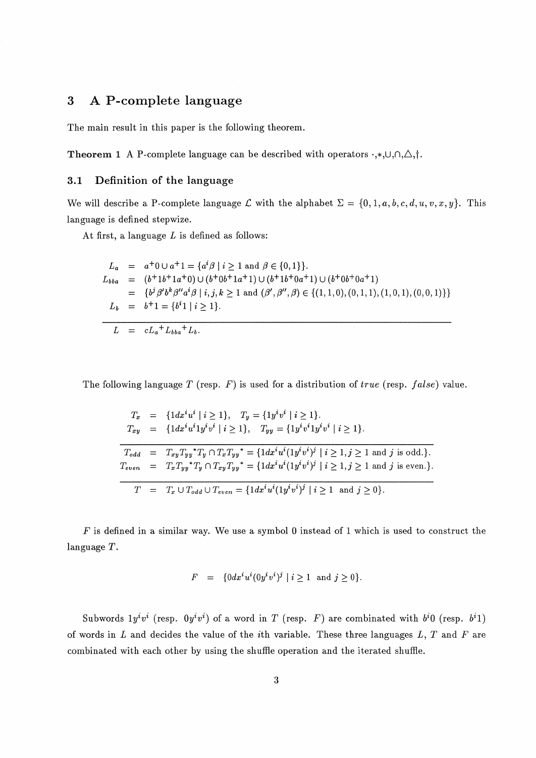## 3 A P-complete language

The main result in this paper is the following theorem.

**Theorem 1** A P-complete language can be described with operators $\cdot, *, \cup, \cap, \triangle, \dagger$.

### 3.1 Definition of the language

We will describe a P-complete language $\mathcal{L}$ with the alphabet $\Sigma = \{0, 1, a, b, c, d, u, v, x, y\}$. This language is defined stepwize.

At first, a language $L$ is defined as follows:

$$
\begin{aligned}
L_a &= a^+0 \cup a^+1 = \{a^i\beta \mid i \geq 1 \text{ and } \beta \in \{0,1\}\}. \\
L_{bba} &= (b^+1b^+1a^+0) \cup (b^+0b^+1a^+1) \cup (b^+1b^+0a^+1) \cup (b^+0b^+0a^+1) \\
&= \{b^j\beta' b^k \beta'' a^i \beta \mid i,j,k \geq 1 \text{ and } (\beta', \beta'', \beta) \in \{(1,1,0),(0,1,1),(1,0,1),(0,0,1)\}\} \\
L_b &= b^+1 = \{b^i 1 \mid i \geq 1\}.
\end{aligned}
$$

$$
L = cL_a{}^+ L_{bba}{}^+ L_b.
$$

The following language $T$ (resp. $F$) is used for a distribution of *true* (resp. *false*) value.

$$
\begin{aligned}
T_x &= \{1dx^iu^i \mid i \geq 1\}, \quad T_y = \{1y^iv^i \mid i \geq 1\}. \\
T_{xy} &= \{1dx^iu^i1y^iv^i \mid i \geq 1\}, \quad T_{yy} = \{1y^iv^i1y^iv^i \mid i \geq 1\}.
\end{aligned}
$$

$$
\begin{aligned}
T_{odd} &= T_{xy}T_{yy}{}^*T_y \cap T_xT_{yy}{}^* = \{1dx^iu^i(1y^iv^i)^j \mid i \geq 1, j \geq 1 \text{ and } j \text{ is odd.}\}. \\
T_{even} &= T_xT_{yy}{}^*T_y \cap T_{xy}T_{yy}{}^* = \{1dx^iu^i(1y^iv^i)^j \mid i \geq 1, j \geq 1 \text{ and } j \text{ is even.}\}.
\end{aligned}
$$

$$
T = T_x \cup T_{odd} \cup T_{even} = \{1dx^iu^i(1y^iv^i)^j \mid i \geq 1 \text{ and } j \geq 0\}.
$$

$F$ is defined in a similar way. We use a symbol 0 instead of 1 which is used to construct the language $T$.

$$
F = \{0dx^iu^i(0y^iv^i)^j \mid i \geq 1 \text{ and } j \geq 0\}.
$$

Subwords $1y^iv^i$ (resp. $0y^iv^i$) of a word in $T$ (resp. $F$) are combinated with $b^i0$ (resp. $b^i1$) of words in $L$ and decides the value of the $i$th variable. These three languages $L$, $T$ and $F$ are combinated with each other by using the shuffle operation and the iterated shuffle.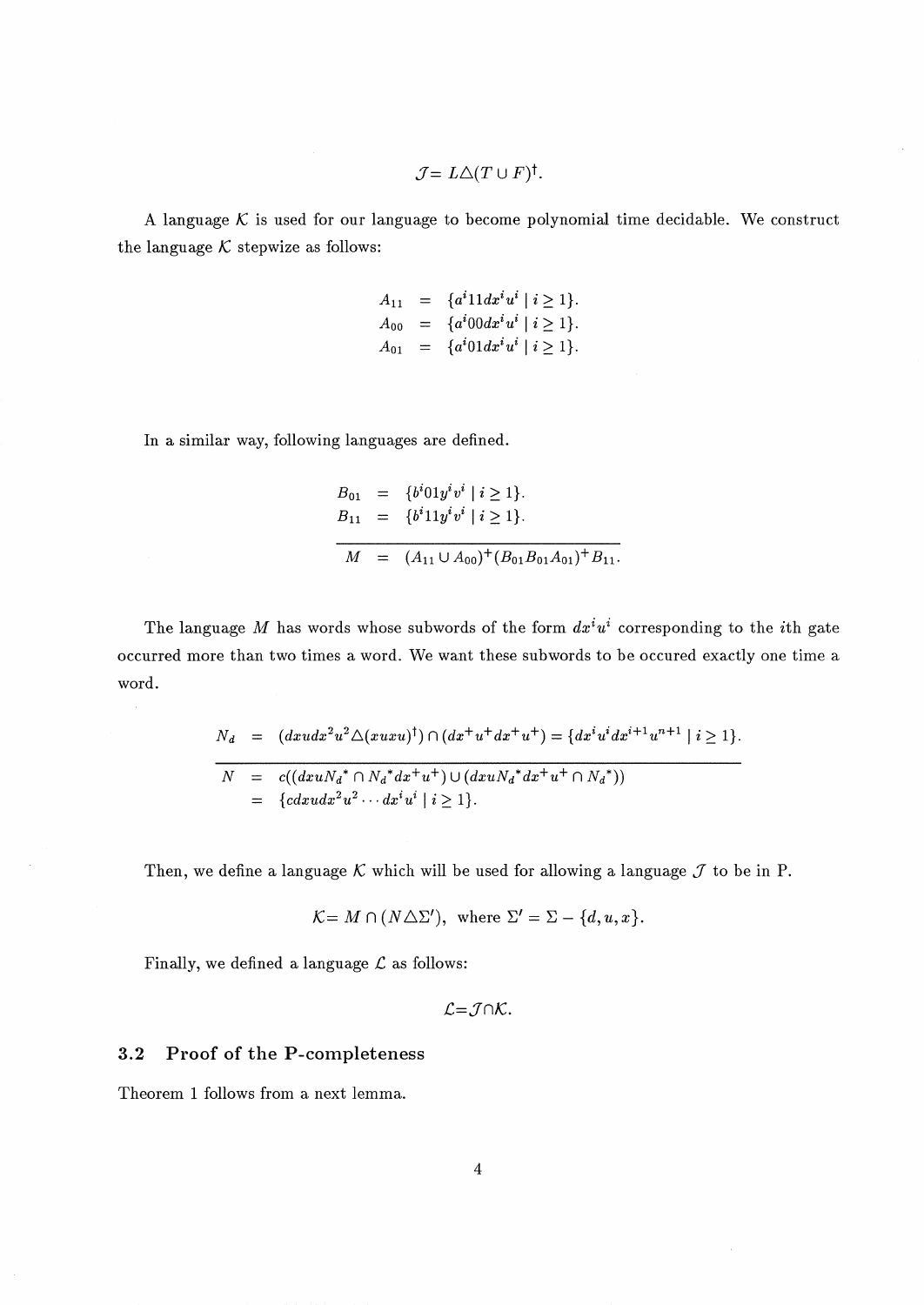$$\mathcal{J} = L \triangle (T \cup F)^{\dagger}.$$

A language $\mathcal{K}$ is used for our language to become polynomial time decidable. We construct the language $\mathcal{K}$ stepwize as follows:

$$
\begin{aligned}
A_{11} &= \{a^i 11 dx^i u^i \mid i \geq 1\}. \\
A_{00} &= \{a^i 00 dx^i u^i \mid i \geq 1\}. \\
A_{01} &= \{a^i 01 dx^i u^i \mid i \geq 1\}.
\end{aligned}
$$

In a similar way, following languages are defined.

$$
\begin{aligned}
B_{01} &= \{b^i 01 y^i v^i \mid i \geq 1\}. \\
B_{11} &= \{b^i 11 y^i v^i \mid i \geq 1\}. \\
\hline
M &= (A_{11} \cup A_{00})^+ (B_{01} B_{01} A_{01})^+ B_{11}.
\end{aligned}
$$

The language $M$ has words whose subwords of the form $dx^i u^i$ corresponding to the $i$th gate occurred more than two times a word. We want these subwords to be occured exactly one time a word.

$$
\begin{aligned}
N_d &= (dxudx^2u^2 \triangle (xuxu)^{\dagger}) \cap (dx^+u^+dx^+u^+) = \{dx^i u^i dx^{i+1} u^{n+1} \mid i \geq 1\}. \\
\hline
N &= c((dxuN_d{}^* \cap N_d{}^* dx^+ u^+) \cup (dxuN_d{}^* dx^+ u^+ \cap N_d{}^*)) \\
&= \{cdxudx^2u^2 \cdots dx^i u^i \mid i \geq 1\}.
\end{aligned}
$$

Then, we define a language $\mathcal{K}$ which will be used for allowing a language $\mathcal{J}$ to be in P.

$$\mathcal{K} = M \cap (N \triangle \Sigma'), \text{ where } \Sigma' = \Sigma - \{d, u, x\}.$$

Finally, we defined a language $\mathcal{L}$ as follows:

$$\mathcal{L} = \mathcal{J} \cap \mathcal{K}.$$

### 3.2 Proof of the P-completeness

Theorem 1 follows from a next lemma.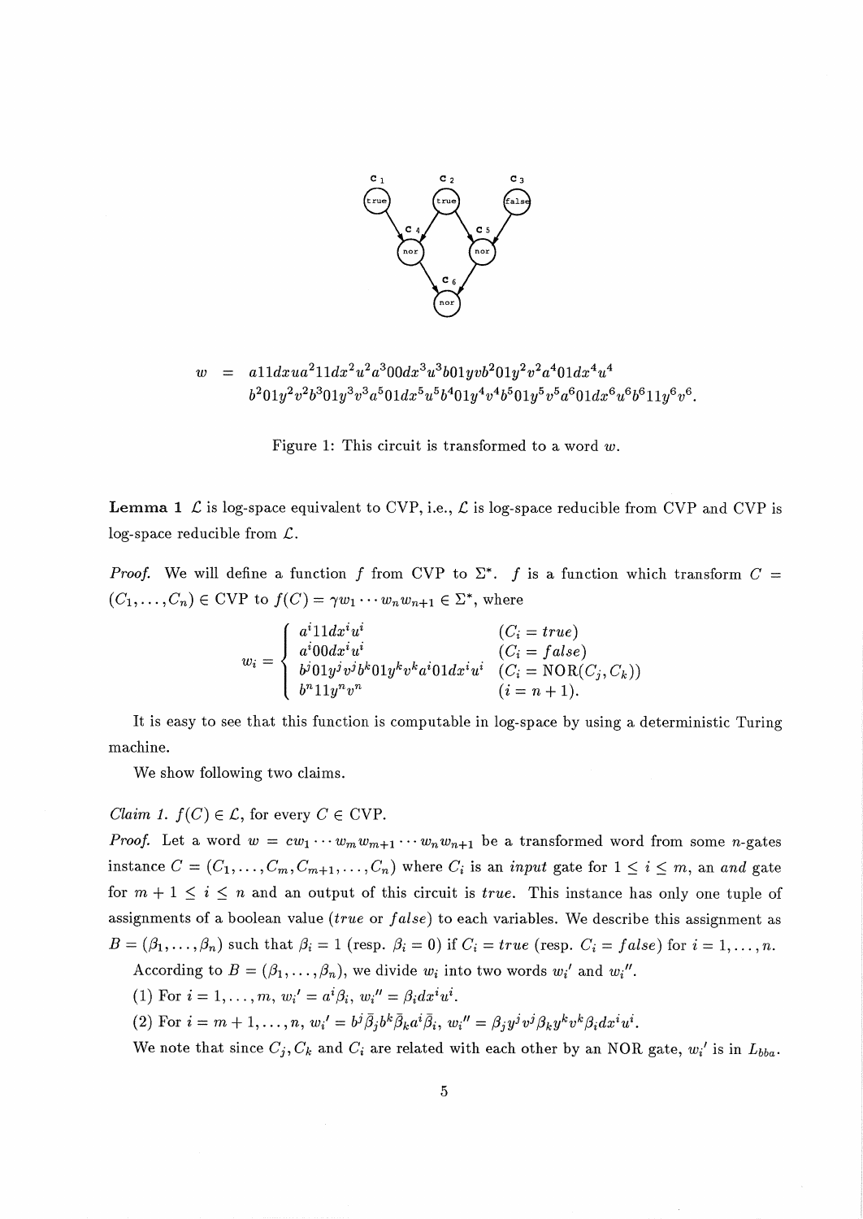$$w = a11dxua^2 11dx^2u^2a^3 00dx^3u^3b01yvb^2 01y^2v^2a^4 01dx^4u^4$$
$$b^2 01y^2v^2b^3 01y^3v^3a^5 01dx^5u^5b^4 01y^4v^4b^5 01y^5v^5a^6 01dx^6u^6b^6 11y^6v^6.$$

Figure 1: This circuit is transformed to a word $w$.

**Lemma 1** $\mathcal{L}$ is log-space equivalent to CVP, i.e., $\mathcal{L}$ is log-space reducible from CVP and CVP is log-space reducible from $\mathcal{L}$.

*Proof.* We will define a function $f$ from CVP to $\Sigma^*$. $f$ is a function which transform $C = (C_1, \ldots, C_n) \in$ CVP to $f(C) = \gamma w_1 \cdots w_n w_{n+1} \in \Sigma^*$, where

$$w_i = \begin{cases} a^i 11dx^iu^i & (C_i = true) \\ a^i 00dx^iu^i & (C_i = false) \\ b^j 01y^jv^jb^k 01y^kv^ka^i 01dx^iu^i & (C_i = \mathrm{NOR}(C_j, C_k)) \\ b^n 11y^nv^n & (i = n+1). \end{cases}$$

It is easy to see that this function is computable in log-space by using a deterministic Turing machine.

We show following two claims.

*Claim 1.* $f(C) \in \mathcal{L}$, for every $C \in$ CVP.

*Proof.* Let a word $w = cw_1 \cdots w_m w_{m+1} \cdots w_n w_{n+1}$ be a transformed word from some $n$-gates instance $C = (C_1, \ldots, C_m, C_{m+1}, \ldots, C_n)$ where $C_i$ is an *input* gate for $1 \leq i \leq m$, an *and* gate for $m+1 \leq i \leq n$ and an output of this circuit is *true*. This instance has only one tuple of assignments of a boolean value (*true* or *false*) to each variables. We describe this assignment as $B = (\beta_1, \ldots, \beta_n)$ such that $\beta_i = 1$ (resp. $\beta_i = 0$) if $C_i = true$ (resp. $C_i = false$) for $i = 1, \ldots, n$.

According to $B = (\beta_1, \ldots, \beta_n)$, we divide $w_i$ into two words $w_i'$ and $w_i''$.

(1) For $i = 1, \ldots, m$, $w_i' = a^i\beta_i$, $w_i'' = \beta_i dx^iu^i$.

(2) For $i = m+1, \ldots, n$, $w_i' = b^j\bar{\beta}_jb^k\bar{\beta}_ka^i\bar{\beta}_i$, $w_i'' = \beta_jy^jv^j\beta_ky^kv^k\beta_idx^iu^i$.

We note that since $C_j, C_k$ and $C_i$ are related with each other by an NOR gate, $w_i'$ is in $L_{bba}$.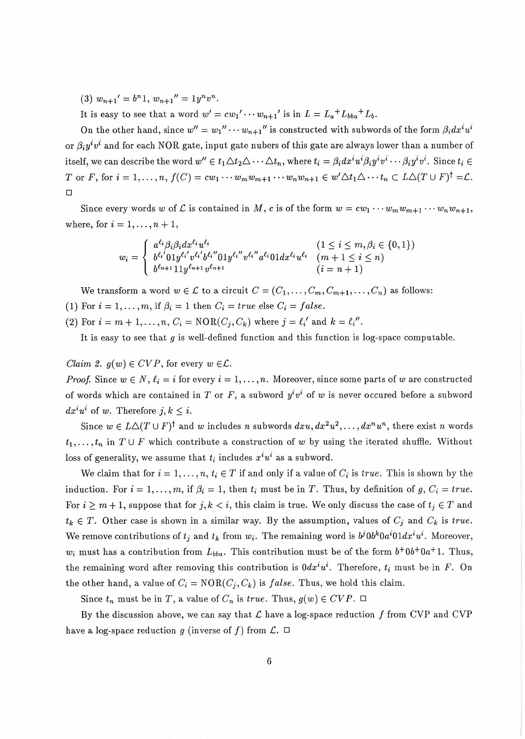(3) $w_{n+1}' = b^n 1$, $w_{n+1}'' = 1y^n v^n$.

It is easy to see that a word $w' = cw_1' \cdots w_{n+1}'$ is in $L = L_a{}^+ L_{bba}{}^+ L_b$.

On the other hand, since $w'' = w_1'' \cdots w_{n+1}''$ is constructed with subwords of the form $\beta_i dx^i u^i$ or $\beta_i y^i v^i$ and for each NOR gate, input gate nubers of this gate are always lower than a number of itself, we can describe the word $w'' \in t_1 \triangle t_2 \triangle \cdots \triangle t_n$, where $t_i = \beta_i dx^i u^i \beta_i y^i v^i \cdots \beta_i y^i v^i$. Since $t_i \in T$ or $F$, for $i = 1, \ldots, n$, $f(C) = cw_1 \cdots w_m w_{m+1} \cdots w_n w_{n+1} \in w' \triangle t_1 \triangle \cdots t_n \subset L \triangle (T \cup F)^\dagger = \mathcal{L}$. □

Since every words $w$ of $\mathcal{L}$ is contained in $M$, $c$ is of the form $w = cw_1 \cdots w_m w_{m+1} \cdots w_n w_{n+1}$, where, for $i = 1, \ldots, n+1$,

$$w_i = \begin{cases} a^{\ell_i} \beta_i \beta_i dx^{\ell_i} u^{\ell_i} & (1 \leq i \leq m, \beta_i \in \{0,1\}) \\ b^{\ell_i'} 01 y^{\ell_i'} v^{\ell_i'} b^{\ell_i''} 01 y^{\ell_i''} v^{\ell_i''} a^{\ell_i} 01 dx^{\ell_i} u^{\ell_i} & (m+1 \leq i \leq n) \\ b^{\ell_{n+1}} 11 y^{\ell_{n+1}} v^{\ell_{n+1}} & (i = n+1) \end{cases}$$

We transform a word $w \in \mathcal{L}$ to a circuit $C = (C_1, \ldots, C_m, C_{m+1}, \ldots, C_n)$ as follows:

(1) For $i = 1, \ldots, m$, if $\beta_i = 1$ then $C_i = true$ else $C_i = false$.

(2) For $i = m+1, \ldots, n$, $C_i = \text{NOR}(C_j, C_k)$ where $j = \ell_i'$ and $k = \ell_i''$.

It is easy to see that $g$ is well-defined function and this function is log-space computable.

*Claim 2.* $g(w) \in CVP$, for every $w \in \mathcal{L}$.

*Proof.* Since $w \in N$, $\ell_i = i$ for every $i = 1, \ldots, n$. Moreover, since some parts of $w$ are constructed of words which are contained in $T$ or $F$, a subword $y^i v^i$ of $w$ is never occured before a subword $dx^i u^i$ of $w$. Therefore $j, k \leq i$.

Since $w \in L \triangle (T \cup F)^\dagger$ and $w$ includes $n$ subwords $dxu, dx^2u^2, \ldots, dx^n u^n$, there exist $n$ words $t_1, \ldots, t_n$ in $T \cup F$ which contribute a construction of $w$ by using the iterated shuffle. Without loss of generality, we assume that $t_i$ includes $x^i u^i$ as a subword.

We claim that for $i = 1, \ldots, n$, $t_i \in T$ if and only if a value of $C_i$ is *true*. This is shown by the induction. For $i = 1, \ldots, m$, if $\beta_i = 1$, then $t_i$ must be in $T$. Thus, by definition of $g$, $C_i = true$. For $i \geq m+1$, suppose that for $j, k < i$, this claim is true. We only discuss the case of $t_j \in T$ and $t_k \in T$. Other case is shown in a similar way. By the assumption, values of $C_j$ and $C_k$ is *true*. We remove contributions of $t_j$ and $t_k$ from $w_i$. The remaining word is $b^j 0 b^k 0 a^i 01 dx^i u^i$. Moreover, $w_i$ must has a contribution from $L_{bba}$. This contribution must be of the form $b^+ 0 b^+ 0 a^+ 1$. Thus, the remaining word after removing this contribution is $0 dx^i u^i$. Therefore, $t_i$ must be in $F$. On the other hand, a value of $C_i = \text{NOR}(C_j, C_k)$ is *false*. Thus, we hold this claim.

Since $t_n$ must be in $T$, a value of $C_n$ is *true*. Thus, $g(w) \in CVP$. □

By the discussion above, we can say that $\mathcal{L}$ have a log-space reduction $f$ from CVP and CVP have a log-space reduction $g$ (inverse of $f$) from $\mathcal{L}$. □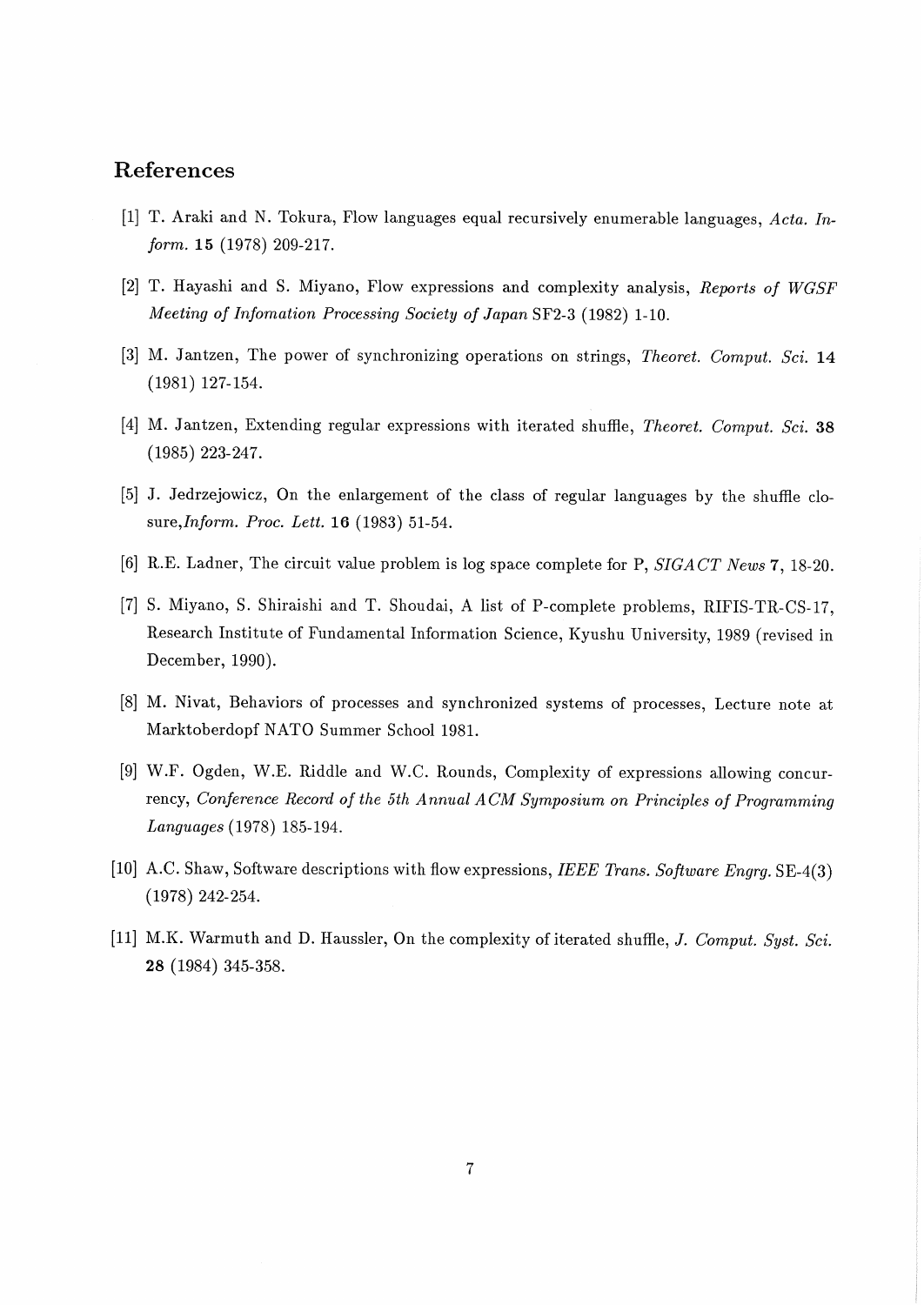## References

[1] T. Araki and N. Tokura, Flow languages equal recursively enumerable languages, *Acta. Inform.* **15** (1978) 209-217.

[2] T. Hayashi and S. Miyano, Flow expressions and complexity analysis, *Reports of WGSF Meeting of Infomation Processing Society of Japan* SF2-3 (1982) 1-10.

[3] M. Jantzen, The power of synchronizing operations on strings, *Theoret. Comput. Sci.* **14** (1981) 127-154.

[4] M. Jantzen, Extending regular expressions with iterated shuffle, *Theoret. Comput. Sci.* **38** (1985) 223-247.

[5] J. Jedrzejowicz, On the enlargement of the class of regular languages by the shuffle closure,*Inform. Proc. Lett.* **16** (1983) 51-54.

[6] R.E. Ladner, The circuit value problem is log space complete for P, *SIGACT News* **7**, 18-20.

[7] S. Miyano, S. Shiraishi and T. Shoudai, A list of P-complete problems, RIFIS-TR-CS-17, Research Institute of Fundamental Information Science, Kyushu University, 1989 (revised in December, 1990).

[8] M. Nivat, Behaviors of processes and synchronized systems of processes, Lecture note at Marktoberdopf NATO Summer School 1981.

[9] W.F. Ogden, W.E. Riddle and W.C. Rounds, Complexity of expressions allowing concurrency, *Conference Record of the 5th Annual ACM Symposium on Principles of Programming Languages* (1978) 185-194.

[10] A.C. Shaw, Software descriptions with flow expressions, *IEEE Trans. Software Engrg.* SE-4(3) (1978) 242-254.

[11] M.K. Warmuth and D. Haussler, On the complexity of iterated shuffle, *J. Comput. Syst. Sci.* **28** (1984) 345-358.